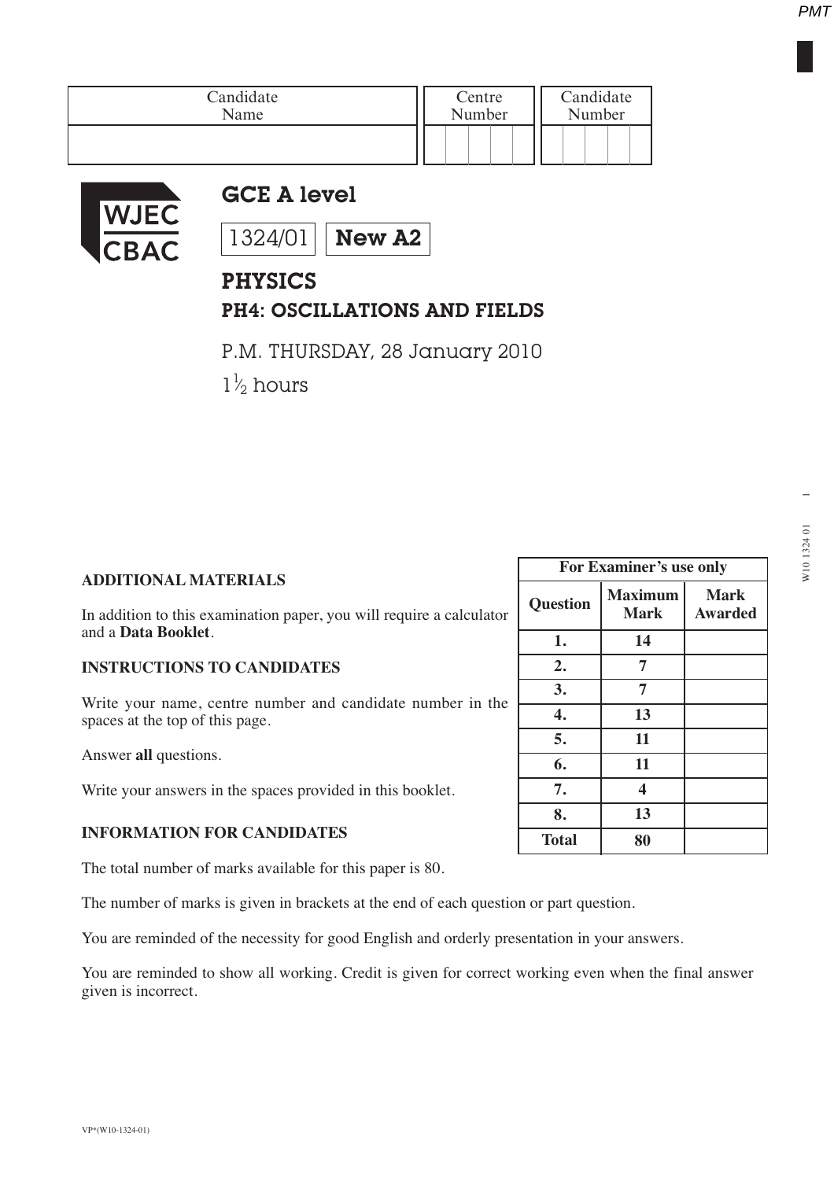| Candidate Name | Centre Number | Candidate Number |
|---|---|---|
| | | |

WJEC CBAC

# GCE A level

1324/01 **New A2**

## PHYSICS

## PH4: OSCILLATIONS AND FIELDS

P.M. THURSDAY, 28 January 2010

$1\frac{1}{2}$ hours

**ADDITIONAL MATERIALS**

In addition to this examination paper, you will require a calculator and a **Data Booklet**.

**INSTRUCTIONS TO CANDIDATES**

Write your name, centre number and candidate number in the spaces at the top of this page.

Answer **all** questions.

Write your answers in the spaces provided in this booklet.

**INFORMATION FOR CANDIDATES**

The total number of marks available for this paper is 80.

The number of marks is given in brackets at the end of each question or part question.

You are reminded of the necessity for good English and orderly presentation in your answers.

You are reminded to show all working. Credit is given for correct working even when the final answer given is incorrect.

| For Examiner's use only | | |
|---|---|---|
| **Question** | **Maximum Mark** | **Mark Awarded** |
| **1.** | **14** | |
| **2.** | **7** | |
| **3.** | **7** | |
| **4.** | **13** | |
| **5.** | **11** | |
| **6.** | **11** | |
| **7.** | **4** | |
| **8.** | **13** | |
| **Total** | **80** | |

VP*(W10-1324-01)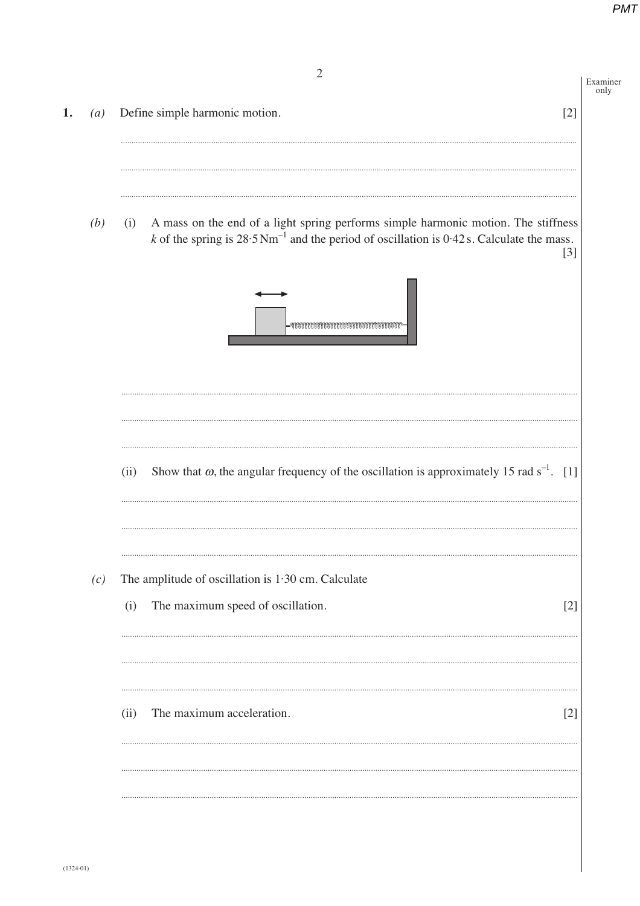**1.** *(a)* Define simple harmonic motion. [2]

*(b)* (i) A mass on the end of a light spring performs simple harmonic motion. The stiffness $k$ of the spring is $28{\cdot}5\,\text{N}\text{m}^{-1}$ and the period of oscillation is $0{\cdot}42\,\text{s}$. Calculate the mass. [3]

(ii) Show that $\omega$, the angular frequency of the oscillation is approximately $15\ \text{rad s}^{-1}$. [1]

*(c)* The amplitude of oscillation is $1{\cdot}30$ cm. Calculate

(i) The maximum speed of oscillation. [2]

(ii) The maximum acceleration. [2]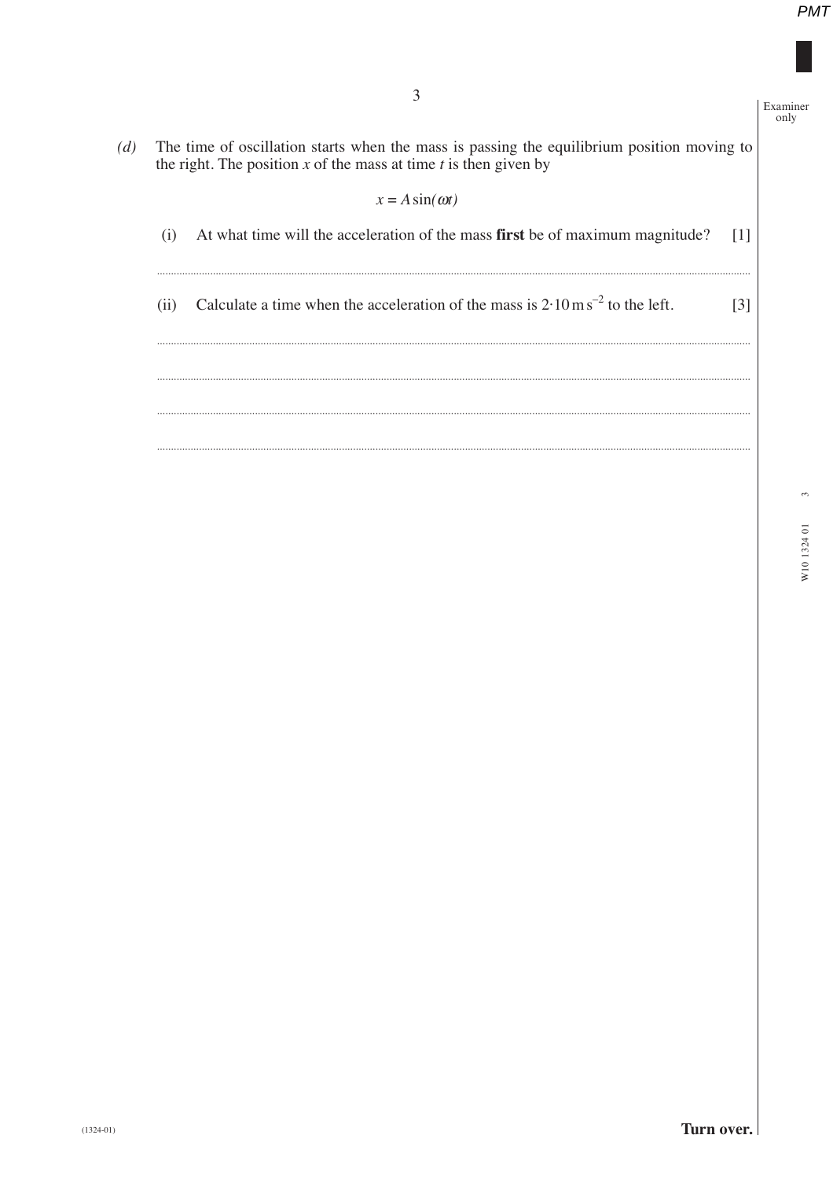*(d)* The time of oscillation starts when the mass is passing the equilibrium position moving to the right. The position $x$ of the mass at time $t$ is then given by

$$x = A\sin(\omega t)$$

(i) At what time will the acceleration of the mass **first** be of maximum magnitude? [1]

..............................................................................................................................................................................................

(ii) Calculate a time when the acceleration of the mass is $2{\cdot}10\,\text{m}\,\text{s}^{-2}$ to the left. [3]

..............................................................................................................................................................................................

..............................................................................................................................................................................................

..............................................................................................................................................................................................

..............................................................................................................................................................................................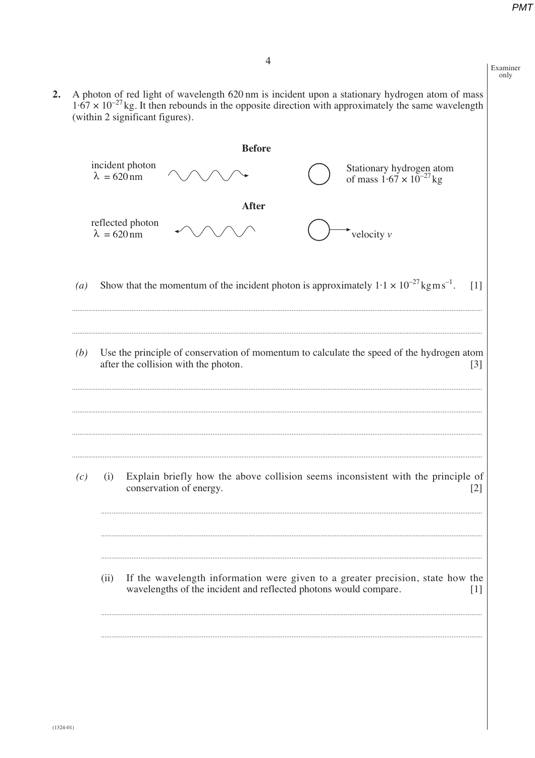**2.** A photon of red light of wavelength 620 nm is incident upon a stationary hydrogen atom of mass $1{\cdot}67 \times 10^{-27}$ kg. It then rebounds in the opposite direction with approximately the same wavelength (within 2 significant figures).

**Before**

incident photon
$\lambda = 620$ nm

Stationary hydrogen atom of mass $1{\cdot}67 \times 10^{-27}$ kg

**After**

reflected photon
$\lambda = 620$ nm

velocity $v$

*(a)* Show that the momentum of the incident photon is approximately $1{\cdot}1 \times 10^{-27}\,\text{kg m s}^{-1}$. [1]

.............................................................................................................................................................

.............................................................................................................................................................

*(b)* Use the principle of conservation of momentum to calculate the speed of the hydrogen atom after the collision with the photon. [3]

.............................................................................................................................................................

.............................................................................................................................................................

.............................................................................................................................................................

.............................................................................................................................................................

*(c)* (i) Explain briefly how the above collision seems inconsistent with the principle of conservation of energy. [2]

.............................................................................................................................................................

.............................................................................................................................................................

.............................................................................................................................................................

(ii) If the wavelength information were given to a greater precision, state how the wavelengths of the incident and reflected photons would compare. [1]

.............................................................................................................................................................

.............................................................................................................................................................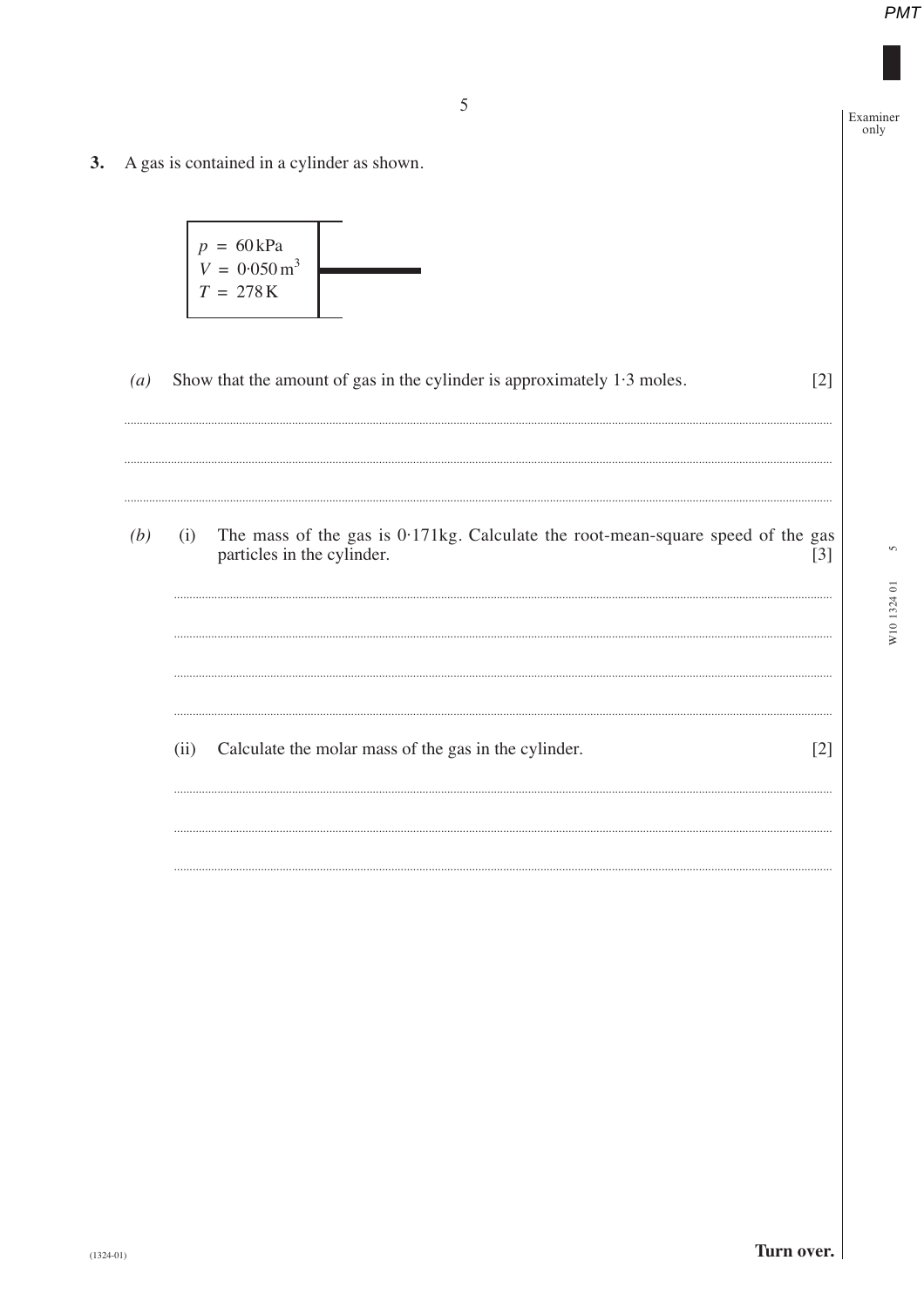**3.** A gas is contained in a cylinder as shown.

$p = 60\,\text{kPa}$
$V = 0{\cdot}050\,\text{m}^3$
$T = 278\,\text{K}$

*(a)* Show that the amount of gas in the cylinder is approximately 1·3 moles. [2]

*(b)* (i) The mass of the gas is 0·171kg. Calculate the root-mean-square speed of the gas particles in the cylinder. [3]

(ii) Calculate the molar mass of the gas in the cylinder. [2]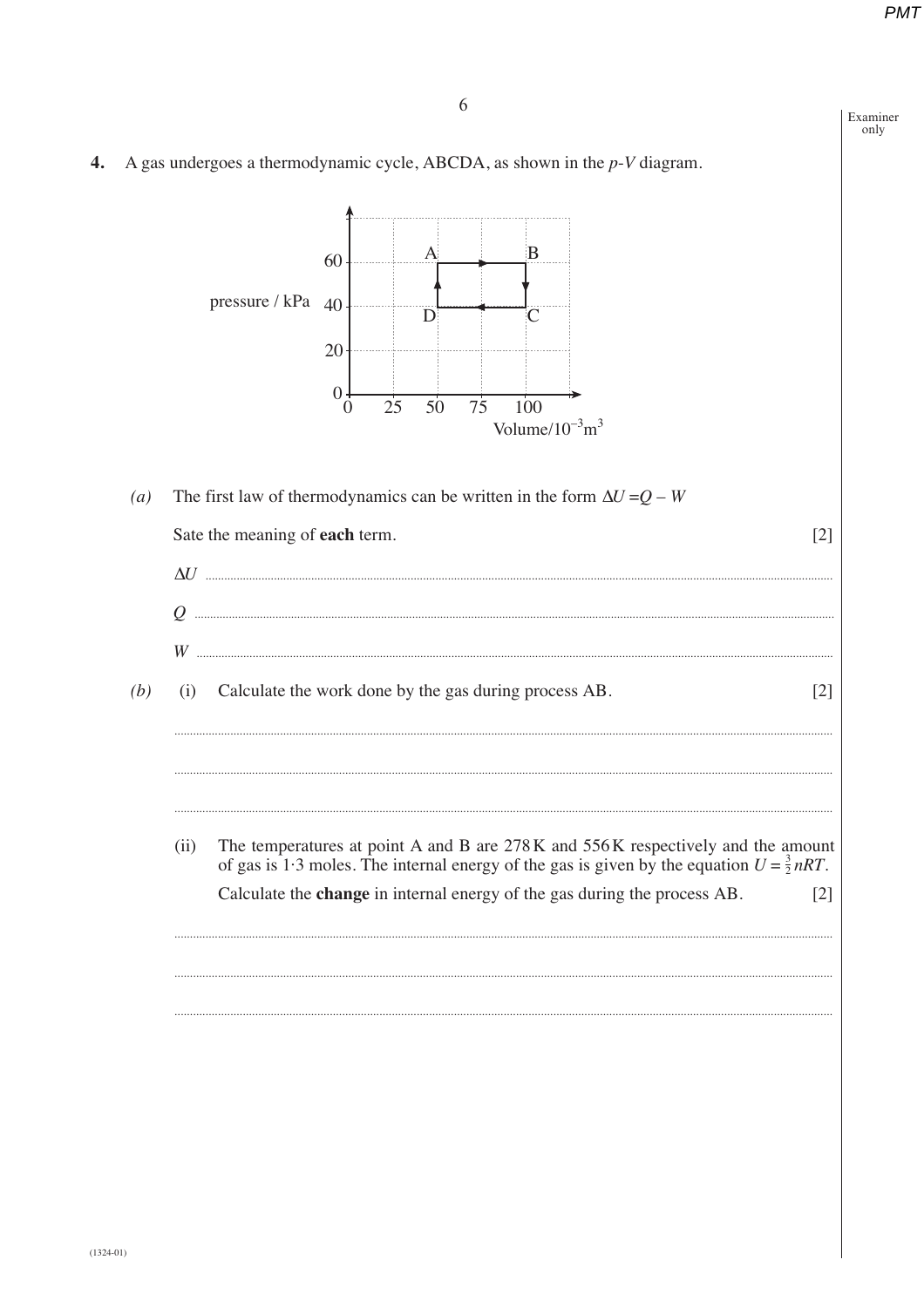**4.** A gas undergoes a thermodynamic cycle, ABCDA, as shown in the *p-V* diagram.

*(a)* The first law of thermodynamics can be written in the form $\Delta U = Q - W$

Sate the meaning of **each** term. [2]

$\Delta U$ ..............................................................................................................................

$Q$ ..............................................................................................................................

$W$ ..............................................................................................................................

*(b)* (i) Calculate the work done by the gas during process AB. [2]

..............................................................................................................................

..............................................................................................................................

..............................................................................................................................

(ii) The temperatures at point A and B are 278 K and 556 K respectively and the amount of gas is 1·3 moles. The internal energy of the gas is given by the equation $U = \frac{3}{2}nRT$.

Calculate the **change** in internal energy of the gas during the process AB. [2]

..............................................................................................................................

..............................................................................................................................

..............................................................................................................................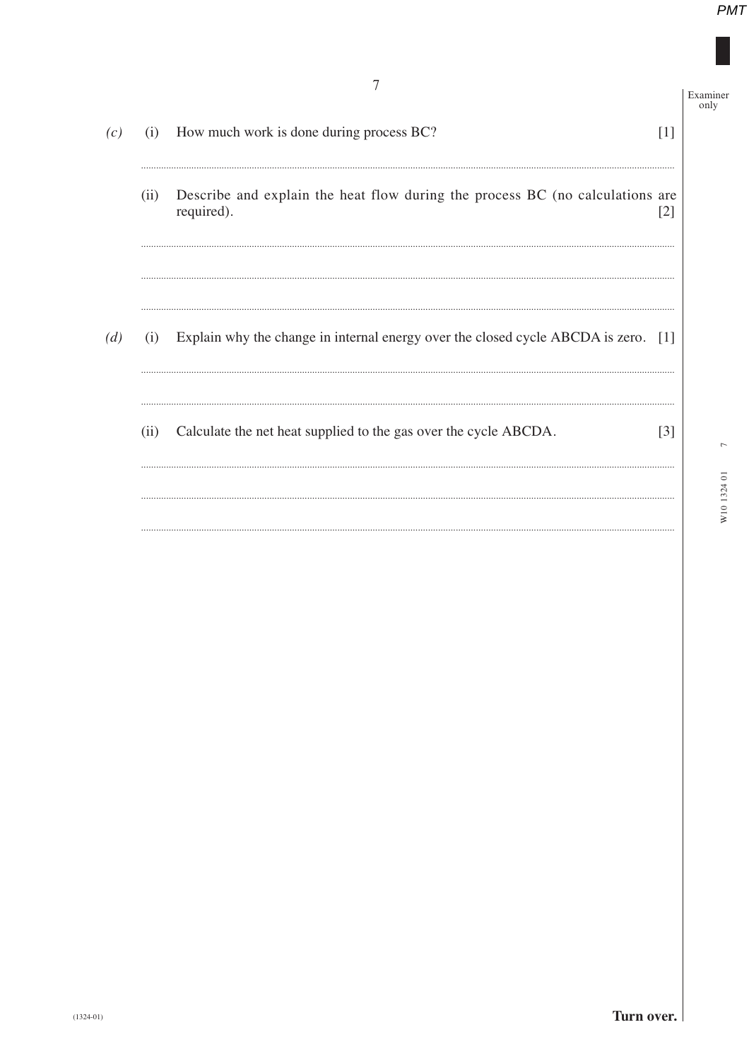*(c)* (i) How much work is done during process BC? [1]

..............................................................................................................................................................................................

(ii) Describe and explain the heat flow during the process BC (no calculations are required). [2]

..............................................................................................................................................................................................

..............................................................................................................................................................................................

..............................................................................................................................................................................................

*(d)* (i) Explain why the change in internal energy over the closed cycle ABCDA is zero. [1]

..............................................................................................................................................................................................

..............................................................................................................................................................................................

(ii) Calculate the net heat supplied to the gas over the cycle ABCDA. [3]

..............................................................................................................................................................................................

..............................................................................................................................................................................................

..............................................................................................................................................................................................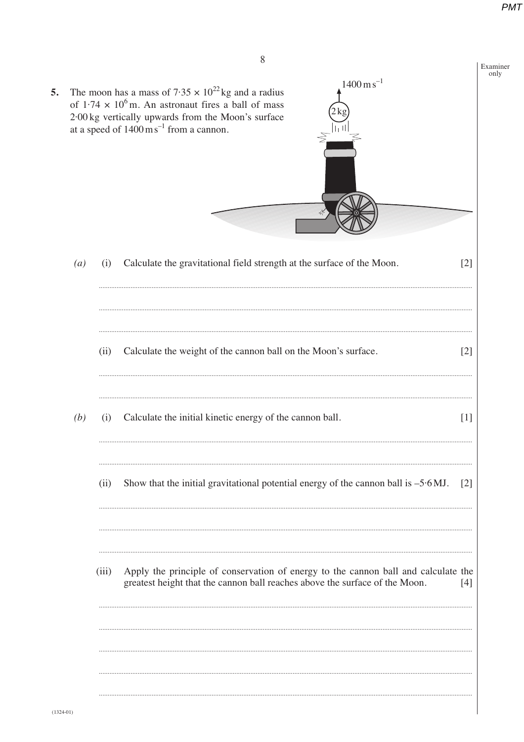**5.** The moon has a mass of $7{\cdot}35 \times 10^{22}$ kg and a radius of $1{\cdot}74 \times 10^{6}$ m. An astronaut fires a ball of mass 2·00 kg vertically upwards from the Moon's surface at a speed of $1400\,\text{m s}^{-1}$ from a cannon.

*(a)* (i) Calculate the gravitational field strength at the surface of the Moon. [2]

(ii) Calculate the weight of the cannon ball on the Moon's surface. [2]

*(b)* (i) Calculate the initial kinetic energy of the cannon ball. [1]

(ii) Show that the initial gravitational potential energy of the cannon ball is –5·6 MJ. [2]

(iii) Apply the principle of conservation of energy to the cannon ball and calculate the greatest height that the cannon ball reaches above the surface of the Moon. [4]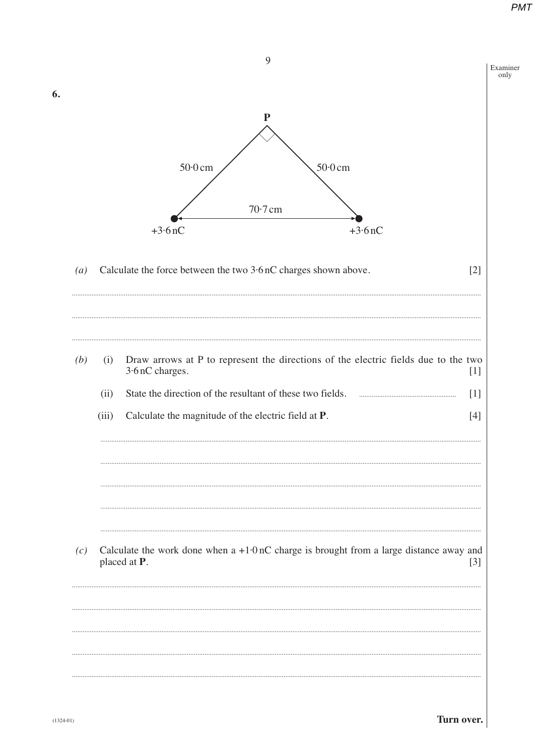**6.**

P

50·0 cm &nbsp;&nbsp;&nbsp; 50·0 cm

70·7 cm

+3·6 nC &nbsp;&nbsp;&nbsp; +3·6 nC

*(a)* Calculate the force between the two 3·6 nC charges shown above. [2]

..............................................................................................................................................

..............................................................................................................................................

..............................................................................................................................................

*(b)* (i) Draw arrows at P to represent the directions of the electric fields due to the two 3·6 nC charges. [1]

(ii) State the direction of the resultant of these two fields. .................................... [1]

(iii) Calculate the magnitude of the electric field at **P**. [4]

..............................................................................................................................................

..............................................................................................................................................

..............................................................................................................................................

..............................................................................................................................................

..............................................................................................................................................

*(c)* Calculate the work done when a +1·0 nC charge is brought from a large distance away and placed at **P**. [3]

..............................................................................................................................................

..............................................................................................................................................

..............................................................................................................................................

..............................................................................................................................................

..............................................................................................................................................

**Turn over.**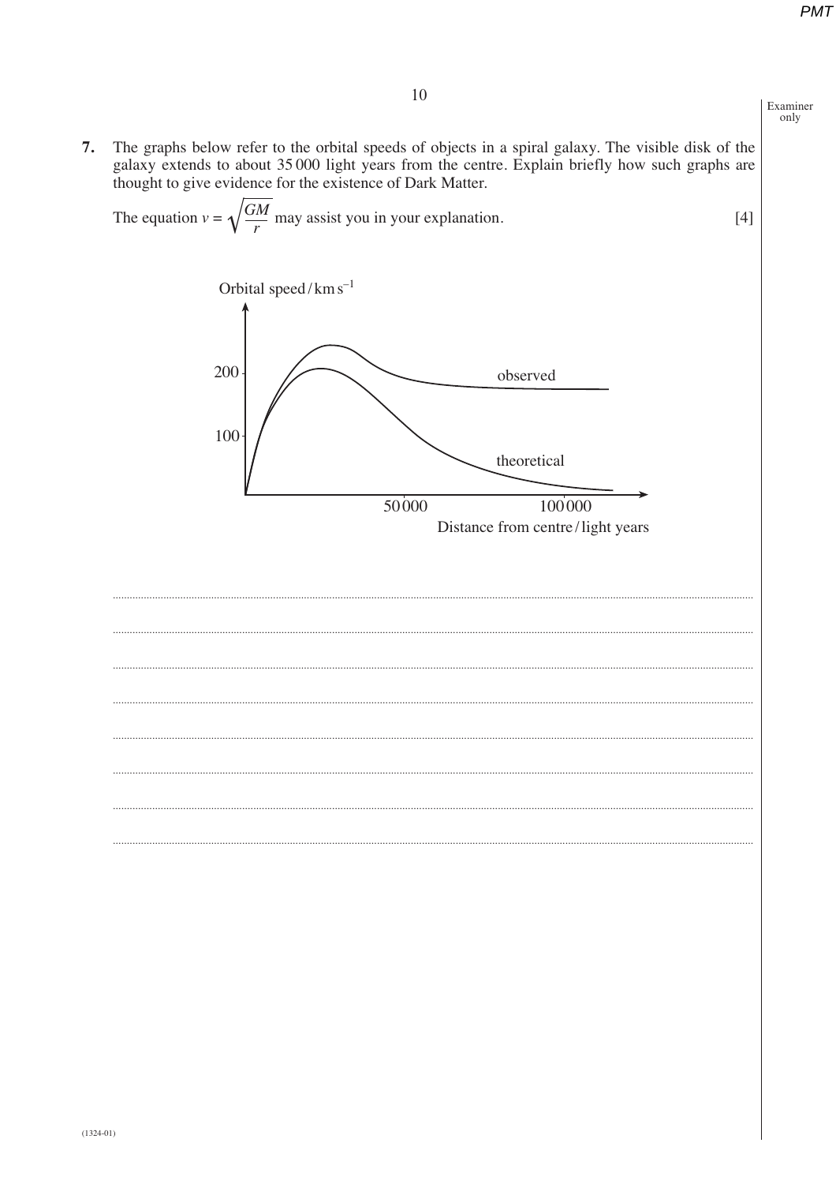**7.** The graphs below refer to the orbital speeds of objects in a spiral galaxy. The visible disk of the galaxy extends to about 35 000 light years from the centre. Explain briefly how such graphs are thought to give evidence for the existence of Dark Matter.

The equation $v = \sqrt{\frac{GM}{r}}$ may assist you in your explanation. [4]

Orbital speed / km s$^{-1}$

200

100

observed

theoretical

50 000 100 000

Distance from centre / light years

..........................................................................................................................................................................

..........................................................................................................................................................................

..........................................................................................................................................................................

..........................................................................................................................................................................

..........................................................................................................................................................................

..........................................................................................................................................................................

..........................................................................................................................................................................

..........................................................................................................................................................................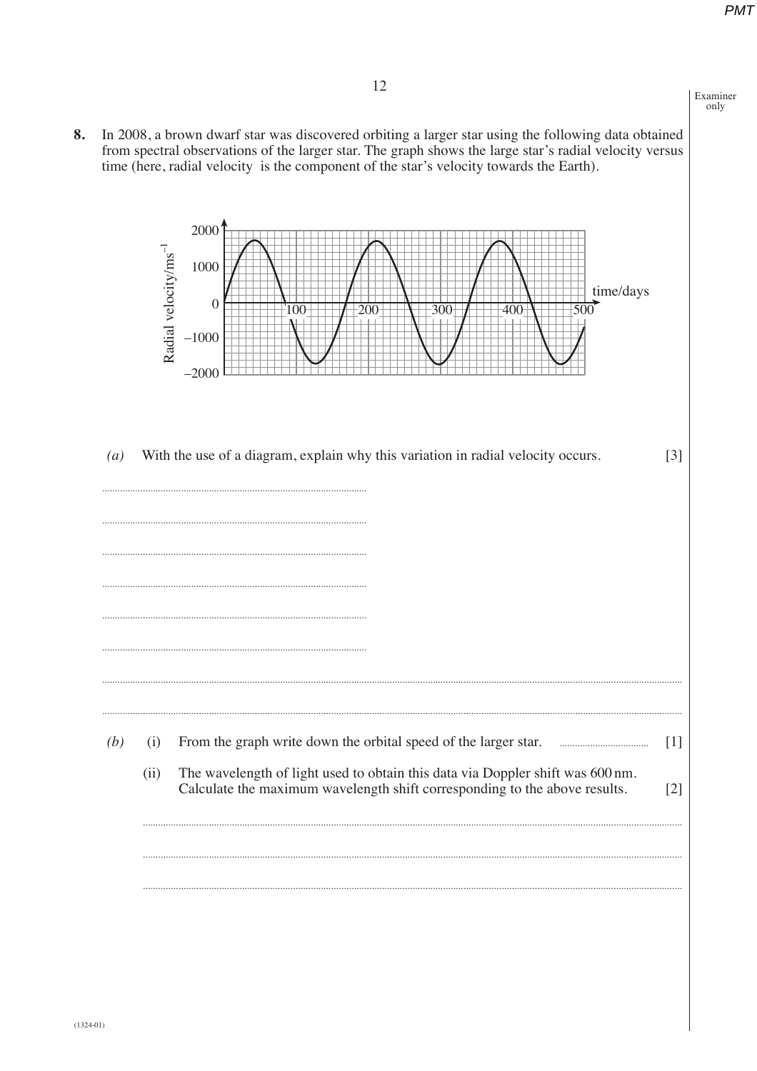**8.** In 2008, a brown dwarf star was discovered orbiting a larger star using the following data obtained from spectral observations of the larger star. The graph shows the large star's radial velocity versus time (here, radial velocity is the component of the star's velocity towards the Earth).

*(a)* With the use of a diagram, explain why this variation in radial velocity occurs. [3]

..........................................................................................

..........................................................................................

..........................................................................................

..........................................................................................

..........................................................................................

..........................................................................................

..........................................................................................

..........................................................................................

*(b)* (i) From the graph write down the orbital speed of the larger star. .................................. [1]

(ii) The wavelength of light used to obtain this data via Doppler shift was 600 nm. Calculate the maximum wavelength shift corresponding to the above results. [2]

..........................................................................................

..........................................................................................

..........................................................................................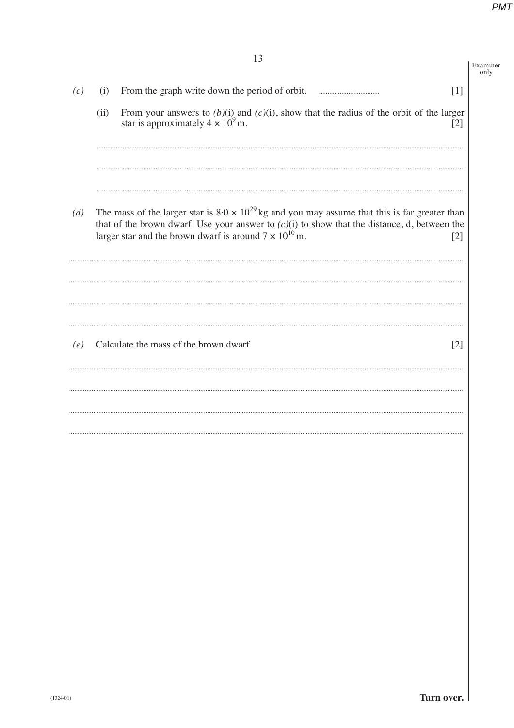(c) (i) From the graph write down the period of orbit. ..................................... [1]

(ii) From your answers to (b)(i) and (c)(i), show that the radius of the orbit of the larger star is approximately $4 \times 10^9$ m. [2]

(d) The mass of the larger star is $8{\cdot}0 \times 10^{29}$ kg and you may assume that this is far greater than that of the brown dwarf. Use your answer to (c)(i) to show that the distance, d, between the larger star and the brown dwarf is around $7 \times 10^{10}$ m. [2]

(e) Calculate the mass of the brown dwarf. [2]

**Turn over.**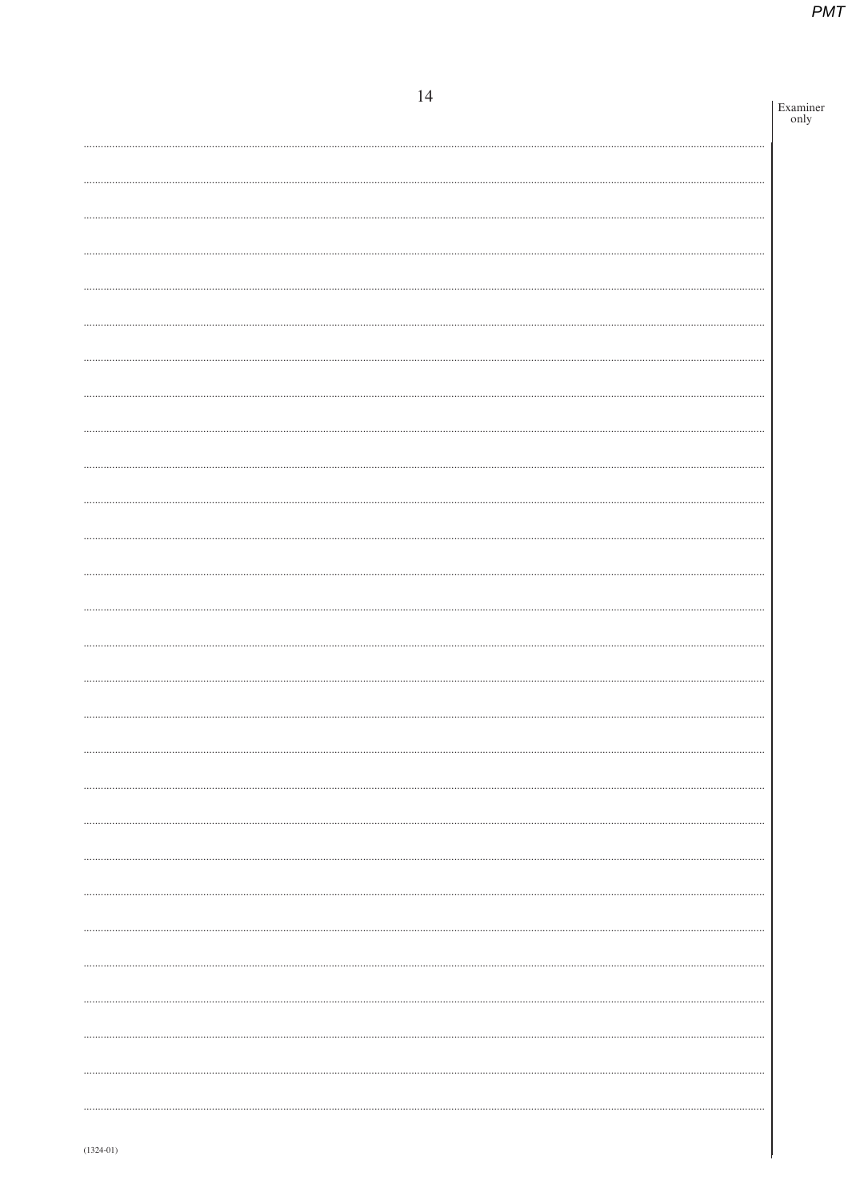Examiner only